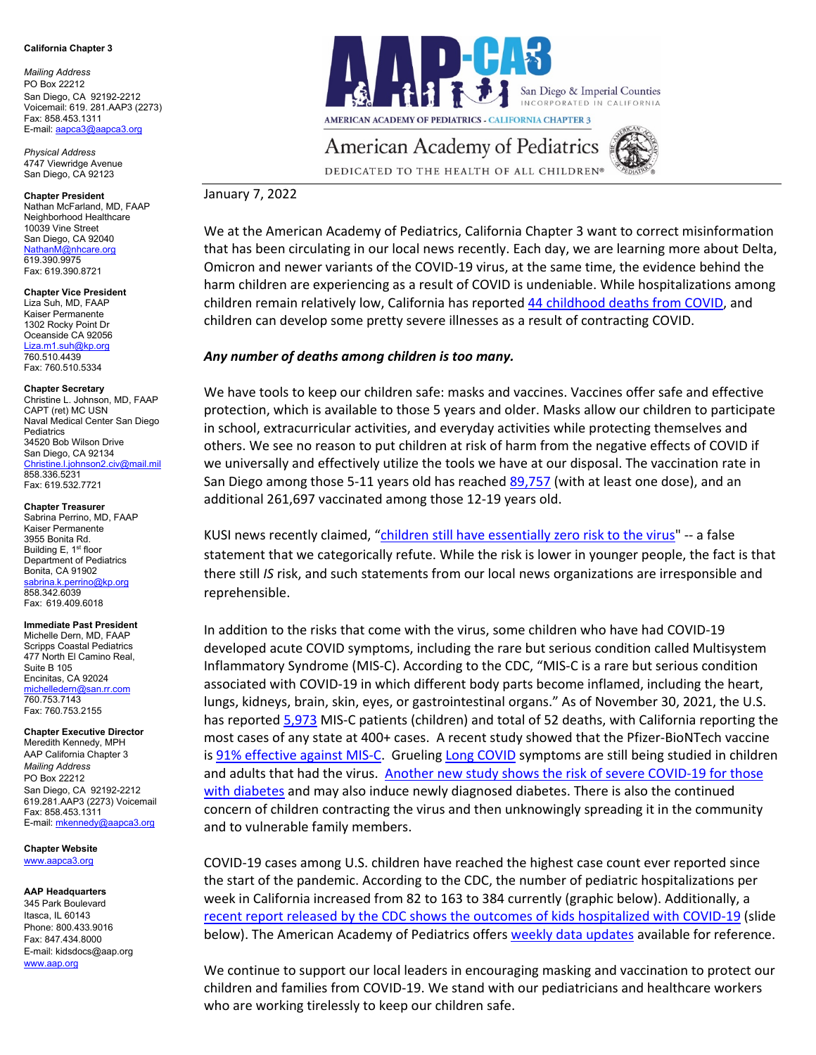**California Chapter 3**

*Mailing Address*
PO Box 22212
San Diego, CA 92192-2212
Voicemail: 619. 281.AAP3 (2273)
Fax: 858.453.1311
E-mail: aapca3@aapca3.org

*Physical Address*
4747 Viewridge Avenue
San Diego, CA 92123

**Chapter President**
Nathan McFarland, MD, FAAP
Neighborhood Healthcare
10039 Vine Street
San Diego, CA 92040
NathanM@nhcare.org
619.390.9975
Fax: 619.390.8721

**Chapter Vice President**
Liza Suh, MD, FAAP
Kaiser Permanente
1302 Rocky Point Dr
Oceanside CA 92056
Liza.m1.suh@kp.org
760.510.4439
Fax: 760.510.5334

**Chapter Secretary**
Christine L. Johnson, MD, FAAP
CAPT (ret) MC USN
Naval Medical Center San Diego
Pediatrics
34520 Bob Wilson Drive
San Diego, CA 92134
Christine.l.johnson2.civ@mail.mil
858.336.5231
Fax: 619.532.7721

**Chapter Treasurer**
Sabrina Perrino, MD, FAAP
Kaiser Permanente
3955 Bonita Rd.
Building E, 1st floor
Department of Pediatrics
Bonita, CA 91902
sabrina.k.perrino@kp.org
858.342.6039
Fax: 619.409.6018

**Immediate Past President**
Michelle Dern, MD, FAAP
Scripps Coastal Pediatrics
477 North El Camino Real,
Suite B 105
Encinitas, CA 92024
michelledern@san.rr.com
760.753.7143
Fax: 760.753.2155

**Chapter Executive Director**
Meredith Kennedy, MPH
AAP California Chapter 3
*Mailing Address*
PO Box 22212
San Diego, CA 92192-2212
619.281.AAP3 (2273) Voicemail
Fax: 858.453.1311
E-mail: mkennedy@aapca3.org

**Chapter Website**
www.aapca3.org

**AAP Headquarters**
345 Park Boulevard
Itasca, IL 60143
Phone: 800.433.9016
Fax: 847.434.8000
E-mail: kidsdocs@aap.org
www.aap.org

AAP-CA3 San Diego & Imperial Counties INCORPORATED IN CALIFORNIA
AMERICAN ACADEMY OF PEDIATRICS - CALIFORNIA CHAPTER 3

American Academy of Pediatrics
DEDICATED TO THE HEALTH OF ALL CHILDREN®

January 7, 2022

We at the American Academy of Pediatrics, California Chapter 3 want to correct misinformation that has been circulating in our local news recently. Each day, we are learning more about Delta, Omicron and newer variants of the COVID-19 virus, at the same time, the evidence behind the harm children are experiencing as a result of COVID is undeniable. While hospitalizations among children remain relatively low, California has reported 44 childhood deaths from COVID, and children can develop some pretty severe illnesses as a result of contracting COVID.

***Any number of deaths among children is too many.***

We have tools to keep our children safe: masks and vaccines. Vaccines offer safe and effective protection, which is available to those 5 years and older. Masks allow our children to participate in school, extracurricular activities, and everyday activities while protecting themselves and others. We see no reason to put children at risk of harm from the negative effects of COVID if we universally and effectively utilize the tools we have at our disposal. The vaccination rate in San Diego among those 5-11 years old has reached 89,757 (with at least one dose), and an additional 261,697 vaccinated among those 12-19 years old.

KUSI news recently claimed, "children still have essentially zero risk to the virus" -- a false statement that we categorically refute. While the risk is lower in younger people, the fact is that there still *IS* risk, and such statements from our local news organizations are irresponsible and reprehensible.

In addition to the risks that come with the virus, some children who have had COVID-19 developed acute COVID symptoms, including the rare but serious condition called Multisystem Inflammatory Syndrome (MIS-C). According to the CDC, "MIS-C is a rare but serious condition associated with COVID-19 in which different body parts become inflamed, including the heart, lungs, kidneys, brain, skin, eyes, or gastrointestinal organs." As of November 30, 2021, the U.S. has reported 5,973 MIS-C patients (children) and total of 52 deaths, with California reporting the most cases of any state at 400+ cases. A recent study showed that the Pfizer-BioNTech vaccine is 91% effective against MIS-C. Grueling Long COVID symptoms are still being studied in children and adults that had the virus. Another new study shows the risk of severe COVID-19 for those with diabetes and may also induce newly diagnosed diabetes. There is also the continued concern of children contracting the virus and then unknowingly spreading it in the community and to vulnerable family members.

COVID-19 cases among U.S. children have reached the highest case count ever reported since the start of the pandemic. According to the CDC, the number of pediatric hospitalizations per week in California increased from 82 to 163 to 384 currently (graphic below). Additionally, a recent report released by the CDC shows the outcomes of kids hospitalized with COVID-19 (slide below). The American Academy of Pediatrics offers weekly data updates available for reference.

We continue to support our local leaders in encouraging masking and vaccination to protect our children and families from COVID-19. We stand with our pediatricians and healthcare workers who are working tirelessly to keep our children safe.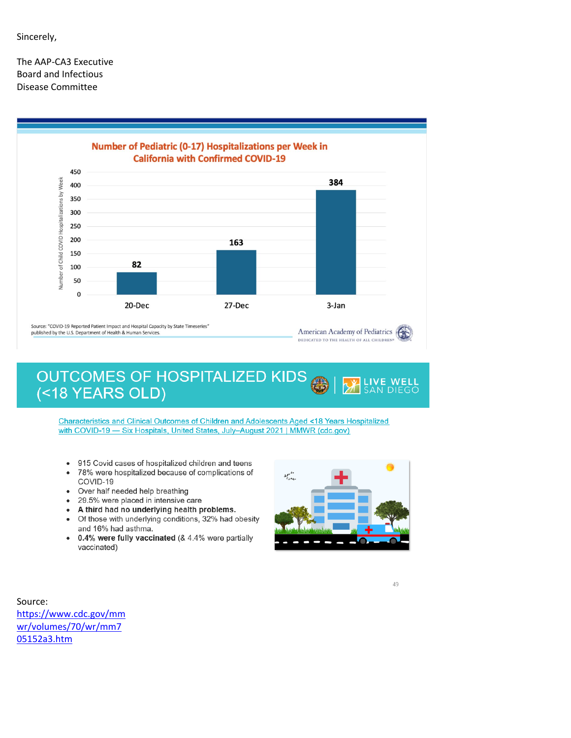Sincerely,

The AAP-CA3 Executive Board and Infectious Disease Committee

Number of Pediatric (0-17) Hospitalizations per Week in California with Confirmed COVID-19

Number of Child COVID Hospitalizations by Week

450
400
350
300
250
200
150
100
50
0

82
163
384

20-Dec
27-Dec
3-Jan

Source: "COVID-19 Reported Patient Impact and Hospital Capacity by State Timeseries" published by the U.S. Department of Health & Human Services.

American Academy of Pediatrics
DEDICATED TO THE HEALTH OF ALL CHILDREN

## OUTCOMES OF HOSPITALIZED KIDS (<18 YEARS OLD)

LIVE WELL SAN DIEGO

[Characteristics and Clinical Outcomes of Children and Adolescents Aged <18 Years Hospitalized with COVID-19 — Six Hospitals, United States, July–August 2021 | MMWR (cdc.gov)](https://www.cdc.gov/mmwr/volumes/70/wr/mm705152a3.htm)

- 915 Covid cases of hospitalized children and teens
- 78% were hospitalized because of complications of COVID-19
- Over half needed help breathing
- 29.5% were placed in intensive care
- **A third had no underlying health problems.**
- Of those with underlying conditions, 32% had obesity and 16% had asthma.
- **0.4% were fully vaccinated** (& 4.4% were partially vaccinated)

Source: [https://www.cdc.gov/mmwr/volumes/70/wr/mm705152a3.htm](https://www.cdc.gov/mmwr/volumes/70/wr/mm705152a3.htm)